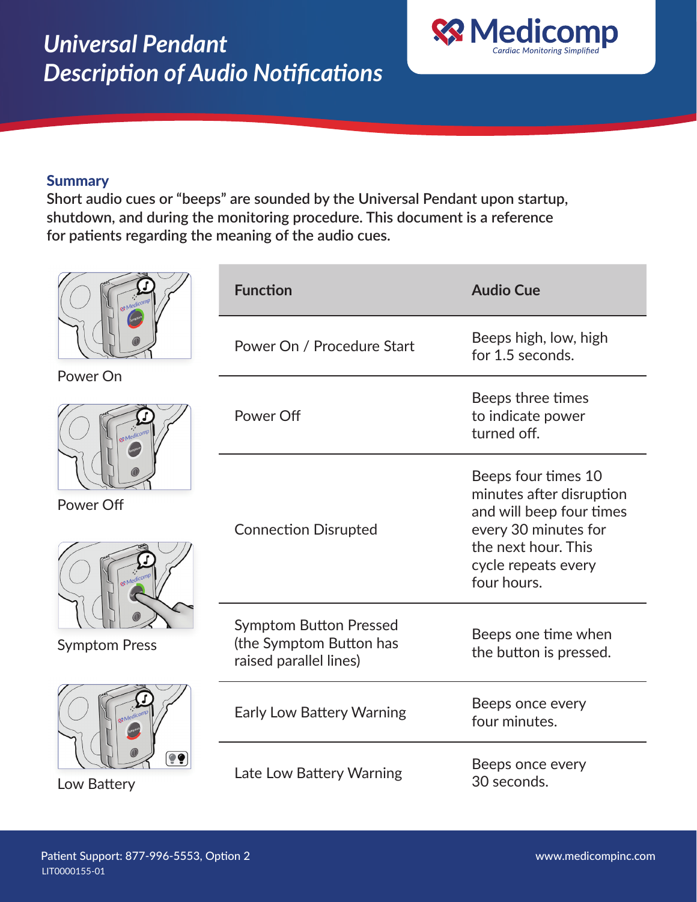# Universal Pendant Description of Audio Notifications

Medicomp
Cardiac Monitoring Simplified

## Summary

**Short audio cues or "beeps" are sounded by the Universal Pendant upon startup, shutdown, and during the monitoring procedure. This document is a reference for patients regarding the meaning of the audio cues.**

Power On

Power Off

Symptom Press

Low Battery

| Function | Audio Cue |
|---|---|
| Power On / Procedure Start | Beeps high, low, high for 1.5 seconds. |
| Power Off | Beeps three times to indicate power turned off. |
| Connection Disrupted | Beeps four times 10 minutes after disruption and will beep four times every 30 minutes for the next hour. This cycle repeats every four hours. |
| Symptom Button Pressed (the Symptom Button has raised parallel lines) | Beeps one time when the button is pressed. |
| Early Low Battery Warning | Beeps once every four minutes. |
| Late Low Battery Warning | Beeps once every 30 seconds. |

Patient Support: 877-996-5553, Option 2
LIT0000155-01

www.medicompinc.com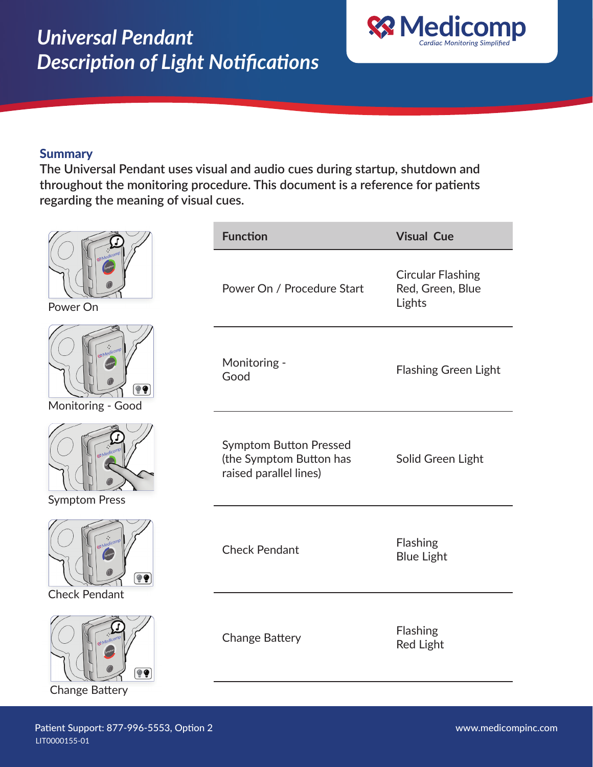# Universal Pendant Description of Light Notifications

Medicomp
Cardiac Monitoring Simplified

## Summary

**The Universal Pendant uses visual and audio cues during startup, shutdown and throughout the monitoring procedure. This document is a reference for patients regarding the meaning of visual cues.**

Power On

Monitoring - Good

Symptom Press

Check Pendant

Change Battery

| Function | Visual Cue |
|---|---|
| Power On / Procedure Start | Circular Flashing Red, Green, Blue Lights |
| Monitoring - Good | Flashing Green Light |
| Symptom Button Pressed (the Symptom Button has raised parallel lines) | Solid Green Light |
| Check Pendant | Flashing Blue Light |
| Change Battery | Flashing Red Light |

Patient Support: 877-996-5553, Option 2

LIT0000155-01

www.medicompinc.com